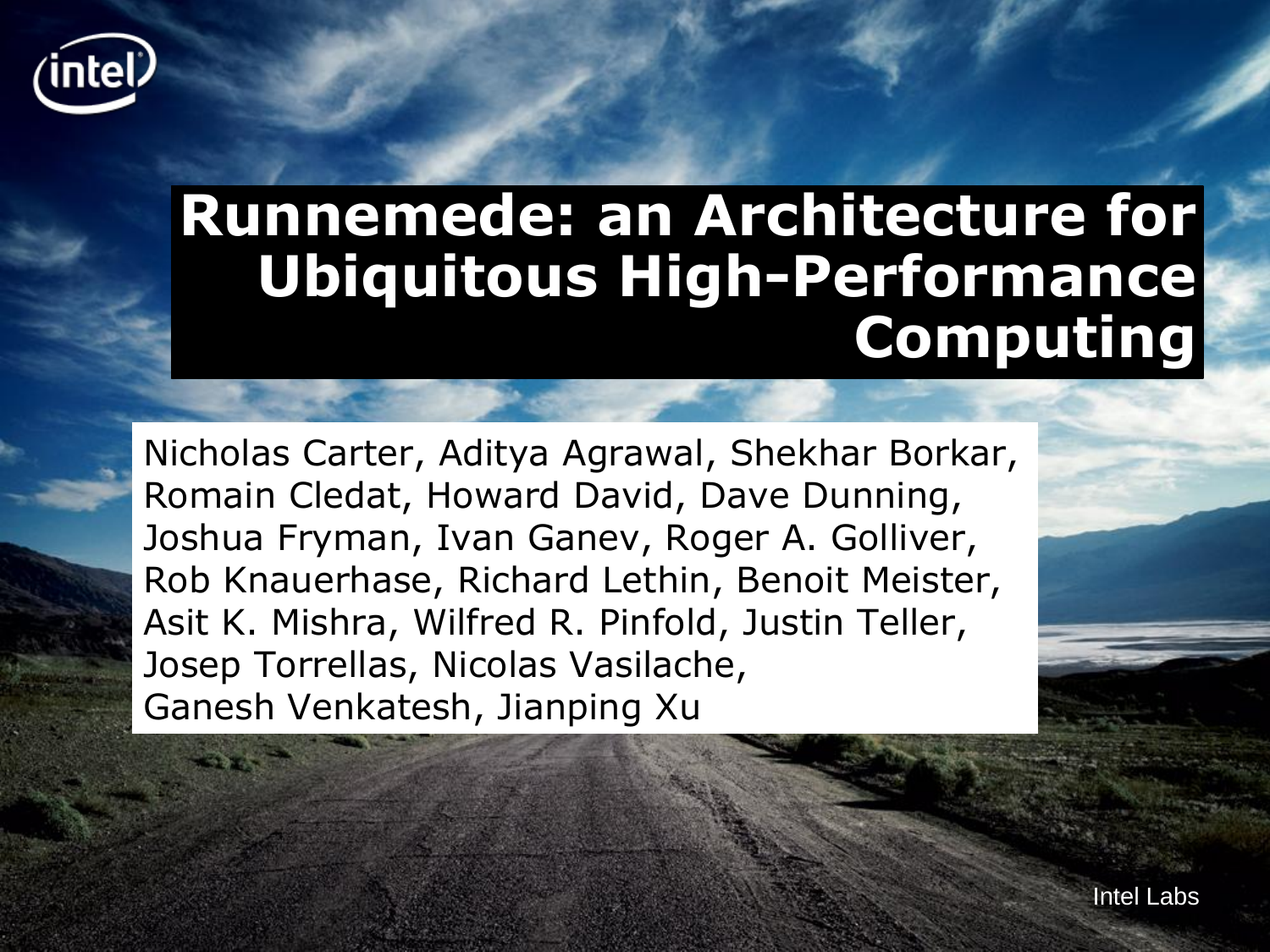# Runnemede: an Architecture for Ubiquitous High-Performance Computing

Nicholas Carter, Aditya Agrawal, Shekhar Borkar, Romain Cledat, Howard David, Dave Dunning, Joshua Fryman, Ivan Ganev, Roger A. Golliver, Rob Knauerhase, Richard Lethin, Benoit Meister, Asit K. Mishra, Wilfred R. Pinfold, Justin Teller, Josep Torrellas, Nicolas Vasilache, Ganesh Venkatesh, Jianping Xu

Intel Labs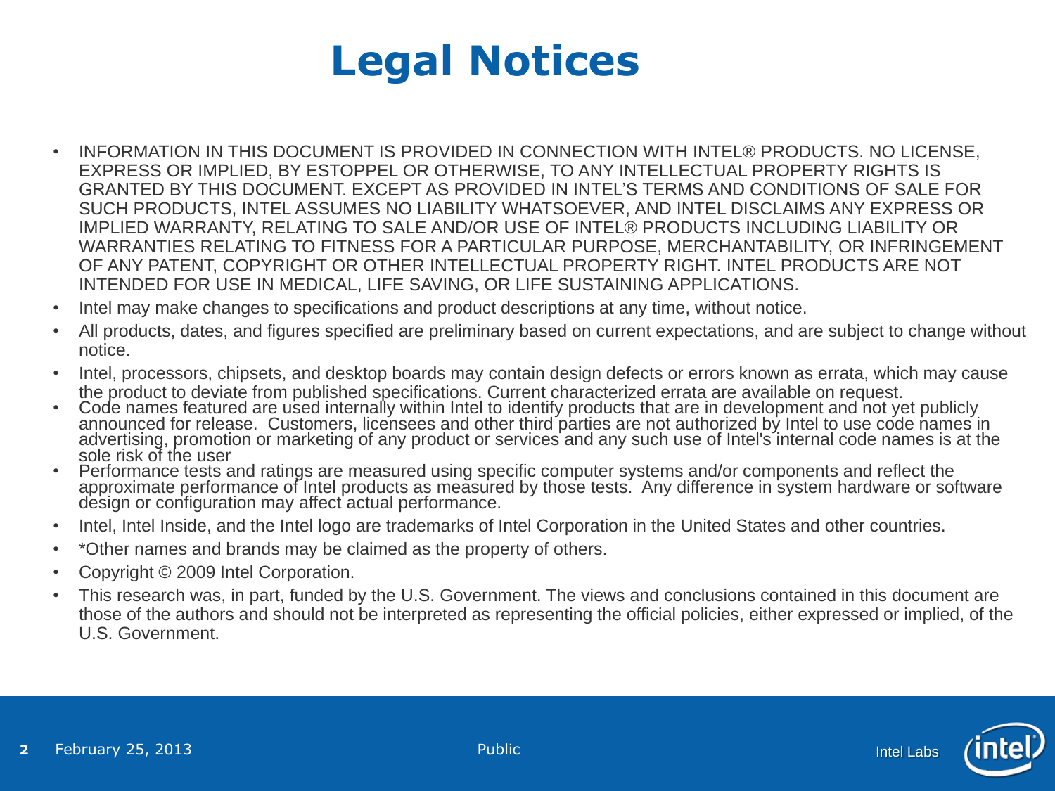# Legal Notices

- INFORMATION IN THIS DOCUMENT IS PROVIDED IN CONNECTION WITH INTEL® PRODUCTS. NO LICENSE, EXPRESS OR IMPLIED, BY ESTOPPEL OR OTHERWISE, TO ANY INTELLECTUAL PROPERTY RIGHTS IS GRANTED BY THIS DOCUMENT. EXCEPT AS PROVIDED IN INTEL'S TERMS AND CONDITIONS OF SALE FOR SUCH PRODUCTS, INTEL ASSUMES NO LIABILITY WHATSOEVER, AND INTEL DISCLAIMS ANY EXPRESS OR IMPLIED WARRANTY, RELATING TO SALE AND/OR USE OF INTEL® PRODUCTS INCLUDING LIABILITY OR WARRANTIES RELATING TO FITNESS FOR A PARTICULAR PURPOSE, MERCHANTABILITY, OR INFRINGEMENT OF ANY PATENT, COPYRIGHT OR OTHER INTELLECTUAL PROPERTY RIGHT. INTEL PRODUCTS ARE NOT INTENDED FOR USE IN MEDICAL, LIFE SAVING, OR LIFE SUSTAINING APPLICATIONS.
- Intel may make changes to specifications and product descriptions at any time, without notice.
- All products, dates, and figures specified are preliminary based on current expectations, and are subject to change without notice.
- Intel, processors, chipsets, and desktop boards may contain design defects or errors known as errata, which may cause the product to deviate from published specifications. Current characterized errata are available on request.
- Code names featured are used internally within Intel to identify products that are in development and not yet publicly announced for release. Customers, licensees and other third parties are not authorized by Intel to use code names in advertising, promotion or marketing of any product or services and any such use of Intel's internal code names is at the sole risk of the user
- Performance tests and ratings are measured using specific computer systems and/or components and reflect the approximate performance of Intel products as measured by those tests. Any difference in system hardware or software design or configuration may affect actual performance.
- Intel, Intel Inside, and the Intel logo are trademarks of Intel Corporation in the United States and other countries.
- *Other names and brands may be claimed as the property of others.
- Copyright © 2009 Intel Corporation.
- This research was, in part, funded by the U.S. Government. The views and conclusions contained in this document are those of the authors and should not be interpreted as representing the official policies, either expressed or implied, of the U.S. Government.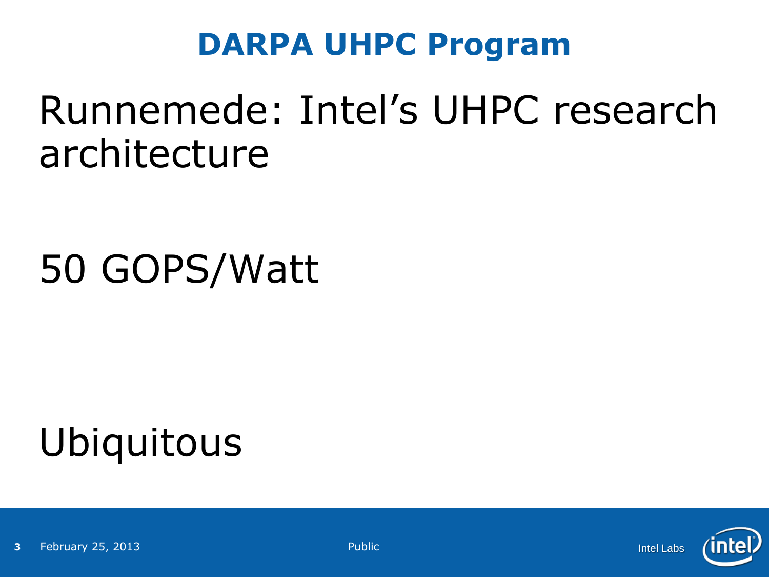# DARPA UHPC Program

Runnemede: Intel's UHPC research architecture

50 GOPS/Watt

Ubiquitous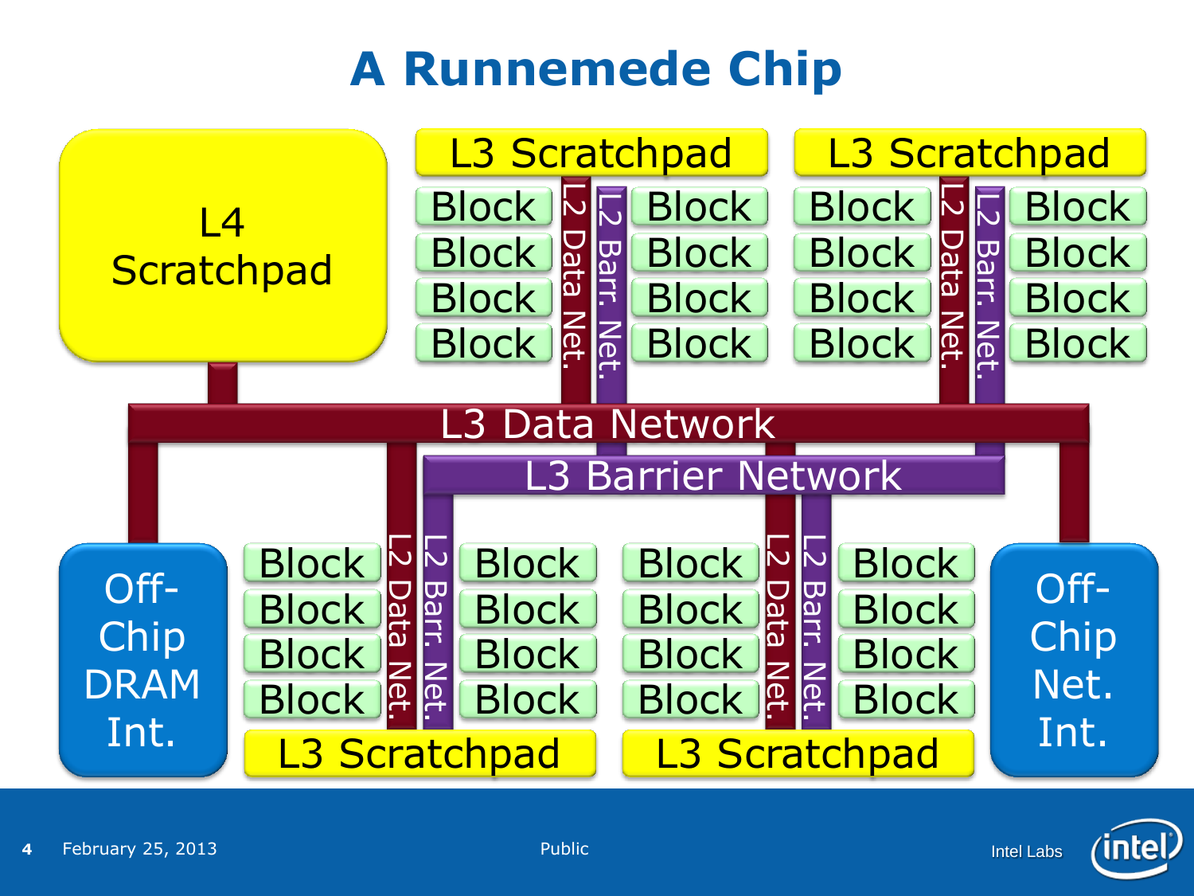# A Runnemede Chip

L4 Scratchpad

L3 Scratchpad

Block | L2 Data Net. | L2 Barr. Net. | Block

Block | Block

Block | Block

Block | Block

L3 Scratchpad

Block | L2 Data Net. | L2 Barr. Net. | Block

Block | Block

Block | Block

Block | Block

L3 Data Network

L3 Barrier Network

Off-Chip DRAM Int.

Block | L2 Data Net. | L2 Barr. Net. | Block

Block | Block

Block | Block

Block | Block

L3 Scratchpad

Block | L2 Data Net. | L2 Barr. Net. | Block

Block | Block

Block | Block

Block | Block

L3 Scratchpad

Off-Chip Net. Int.

February 25, 2013

Public

Intel Labs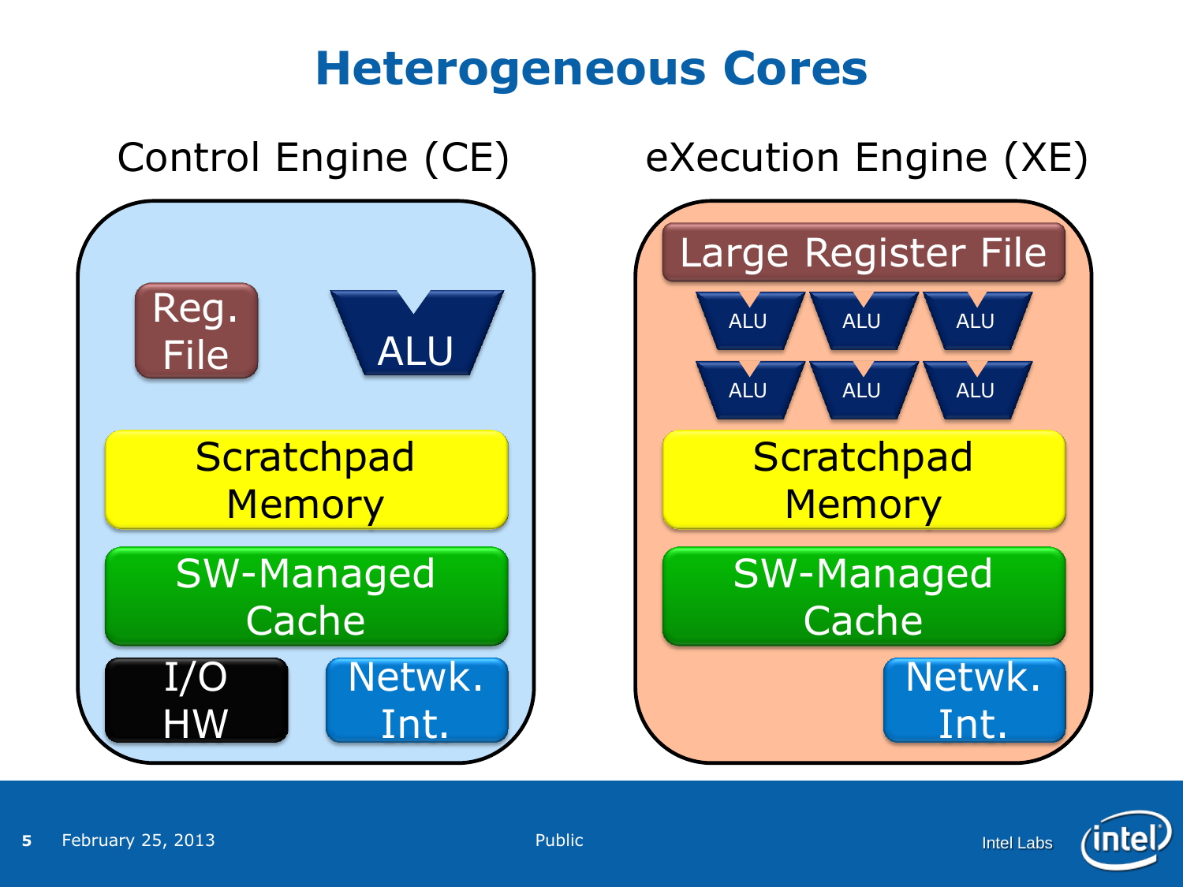# Heterogeneous Cores

## Control Engine (CE)

- Reg. File
- ALU
- Scratchpad Memory
- SW-Managed Cache
- I/O HW
- Netwk. Int.

## eXecution Engine (XE)

- Large Register File
- ALU
- ALU
- ALU
- ALU
- ALU
- ALU
- Scratchpad Memory
- SW-Managed Cache
- Netwk. Int.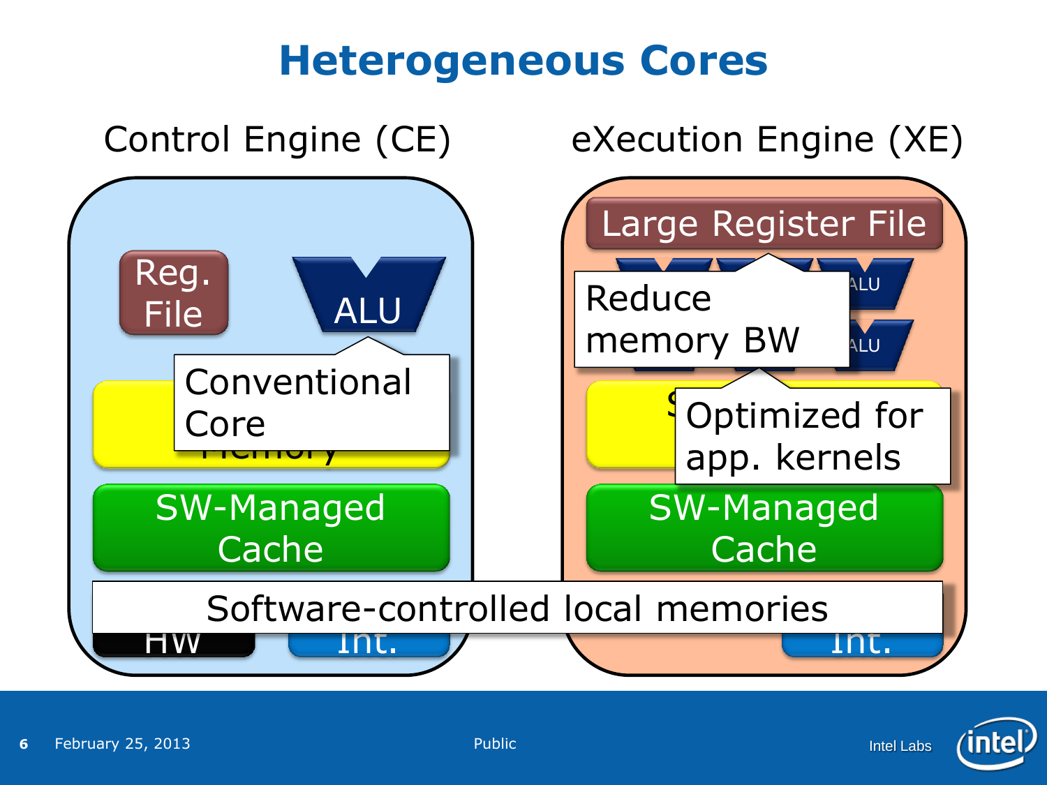# Heterogeneous Cores

Control Engine (CE)

- Reg. File
- ALU
- Conventional Core
- SW-Managed Cache
- HW
- Int.

eXecution Engine (XE)

- Large Register File
- ALU
- ALU
- Reduce memory BW
- Optimized for app. kernels
- SW-Managed Cache
- Int.

Software-controlled local memories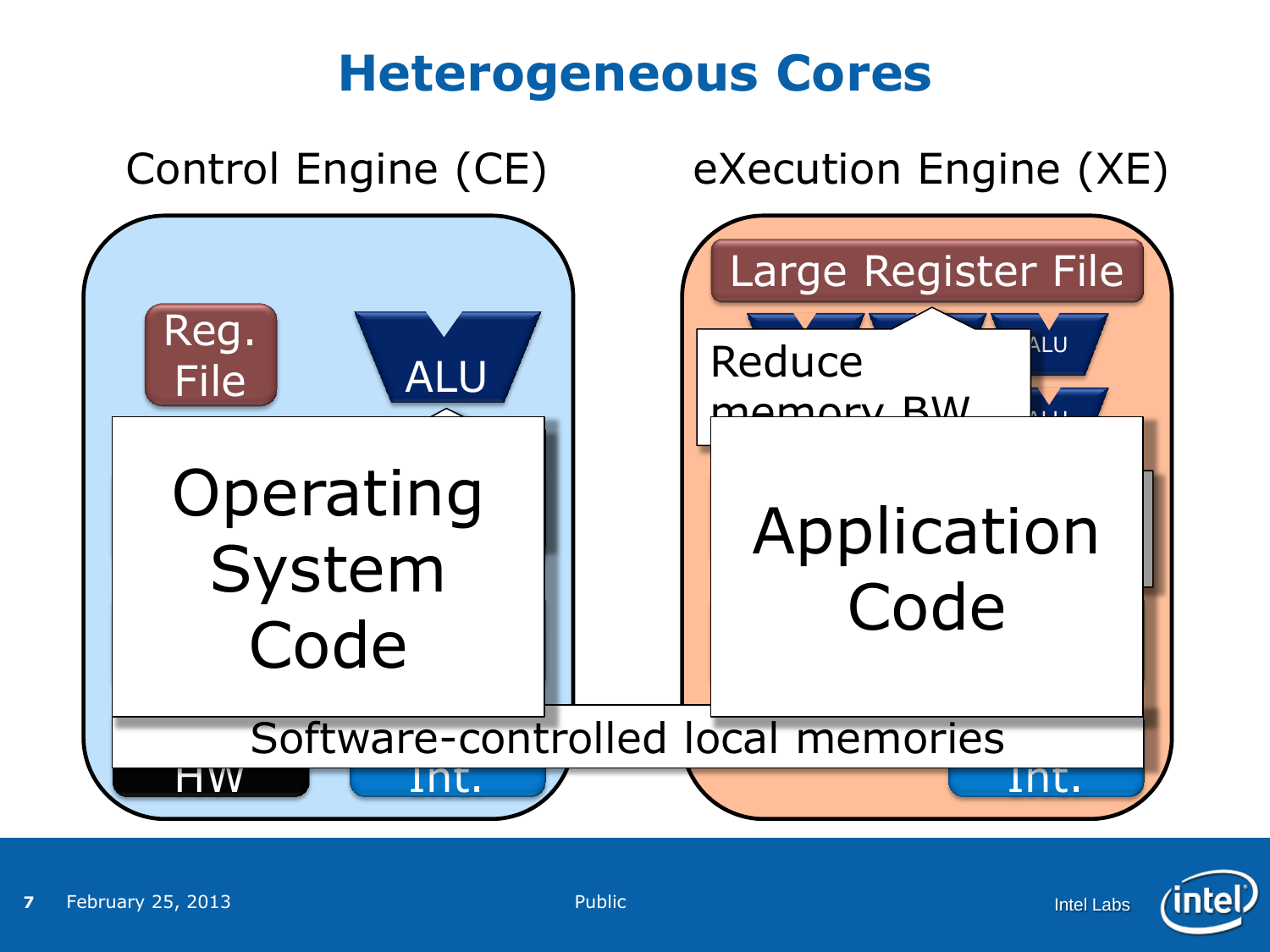# Heterogeneous Cores

Control Engine (CE)

eXecution Engine (XE)

Reg. File

ALU

Operating System Code

Large Register File

ALU

Reduce memory BW

Application Code

Software-controlled local memories

HW

Int.

Int.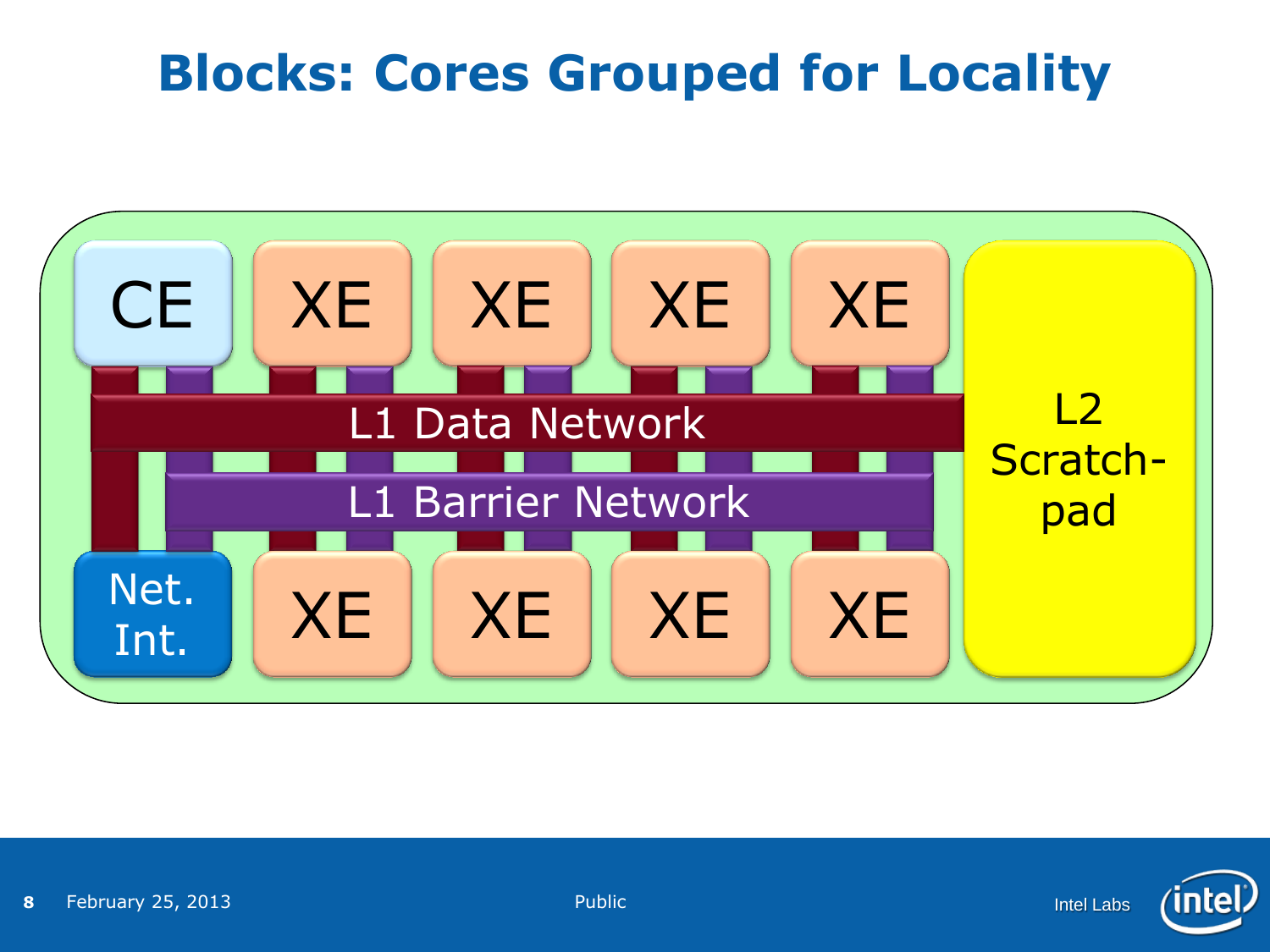# Blocks: Cores Grouped for Locality

CE

XE

XE

XE

XE

L1 Data Network

L1 Barrier Network

L2 Scratch-pad

Net. Int.

XE

XE

XE

XE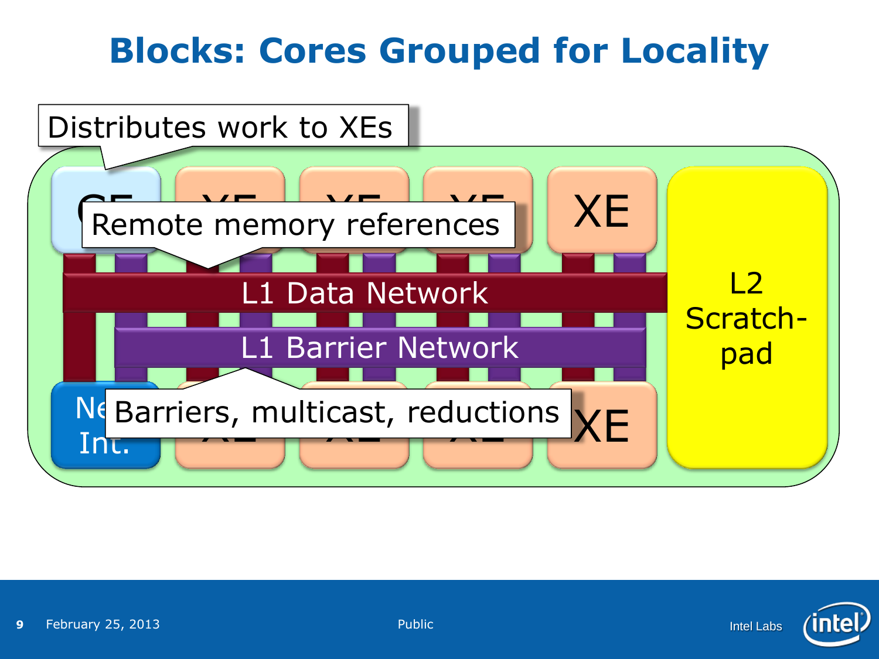# Blocks: Cores Grouped for Locality

Distributes work to XEs

CE

XE XE XE XE

Remote memory references

L1 Data Network

L1 Barrier Network

Barriers, multicast, reductions

Net Int.

XE XE XE XE

L2 Scratch-pad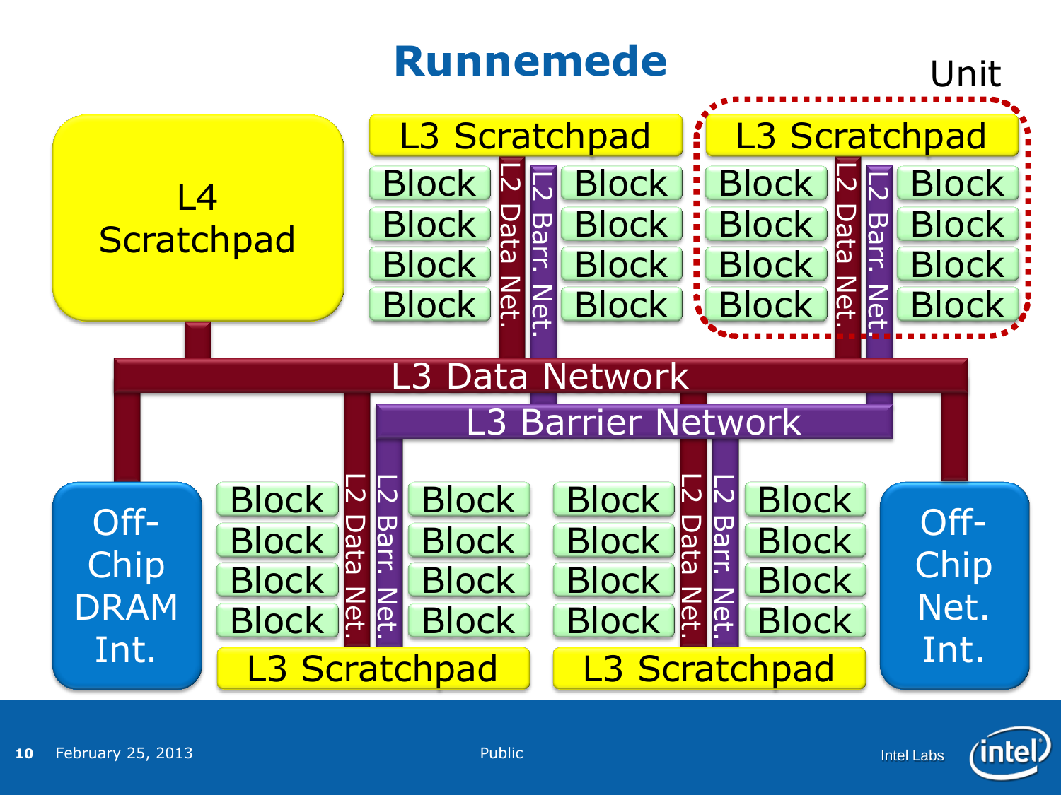# Runnemede

Unit

L4 Scratchpad

L3 Scratchpad

L3 Scratchpad

Block | L2 Data Net. | L2 Barr. Net. | Block

L3 Data Network

L3 Barrier Network

Off-Chip DRAM Int.

Off-Chip Net. Int.

L3 Scratchpad

L3 Scratchpad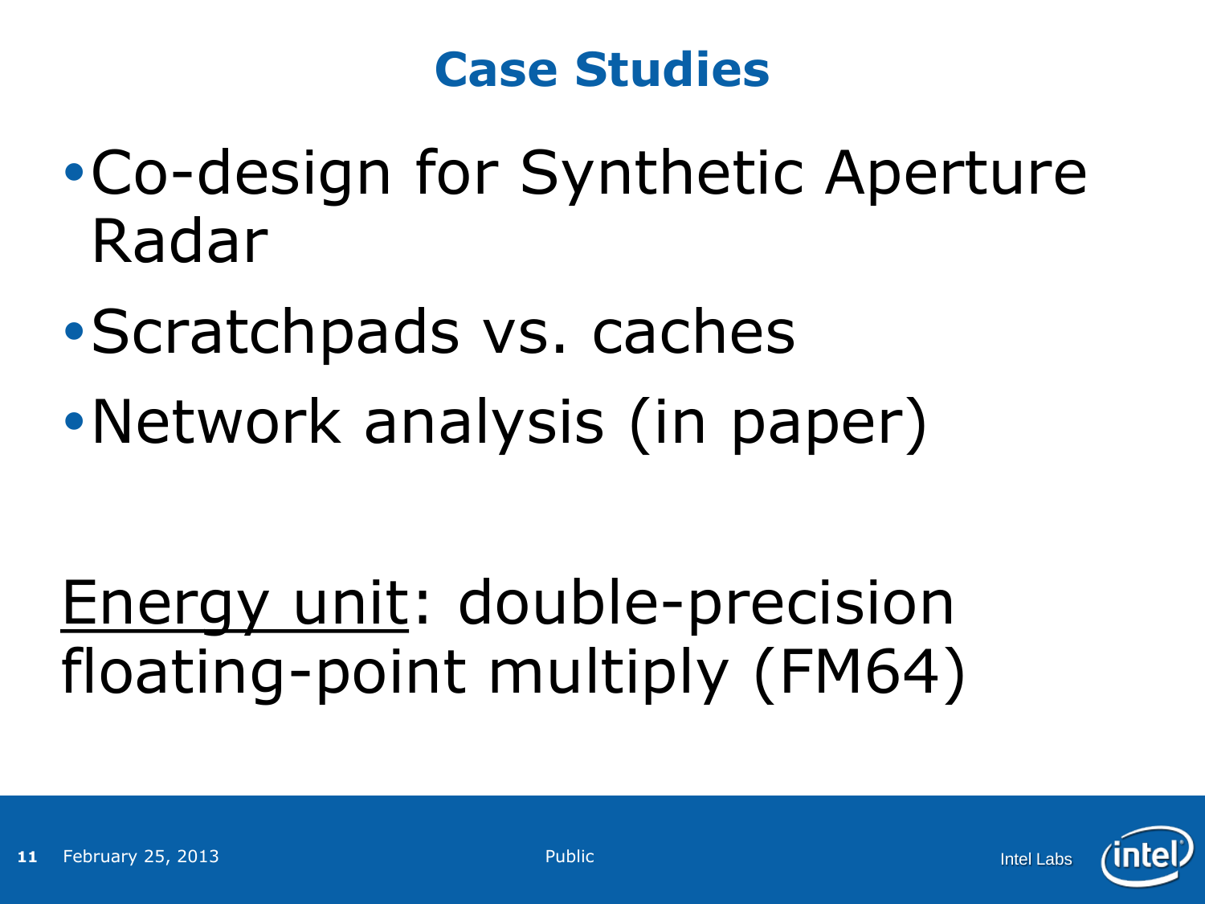# Case Studies

- Co-design for Synthetic Aperture Radar
- Scratchpads vs. caches
- Network analysis (in paper)

Energy unit: double-precision floating-point multiply (FM64)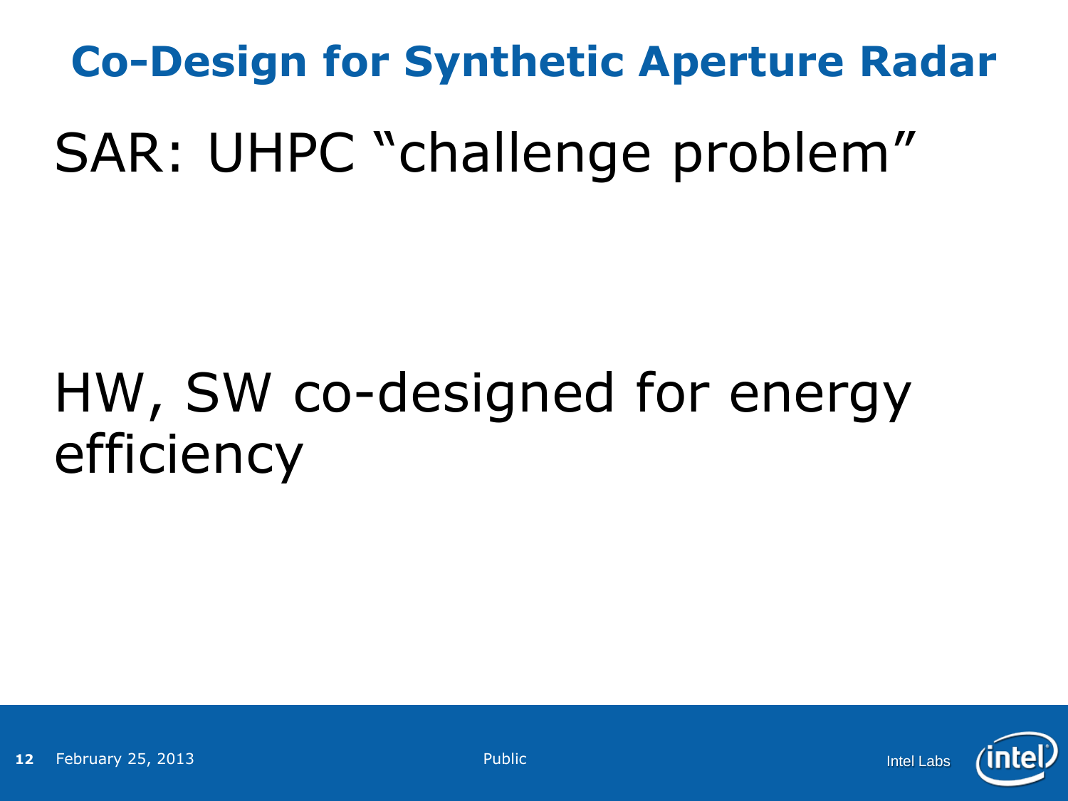# Co-Design for Synthetic Aperture Radar

SAR: UHPC “challenge problem”

HW, SW co-designed for energy efficiency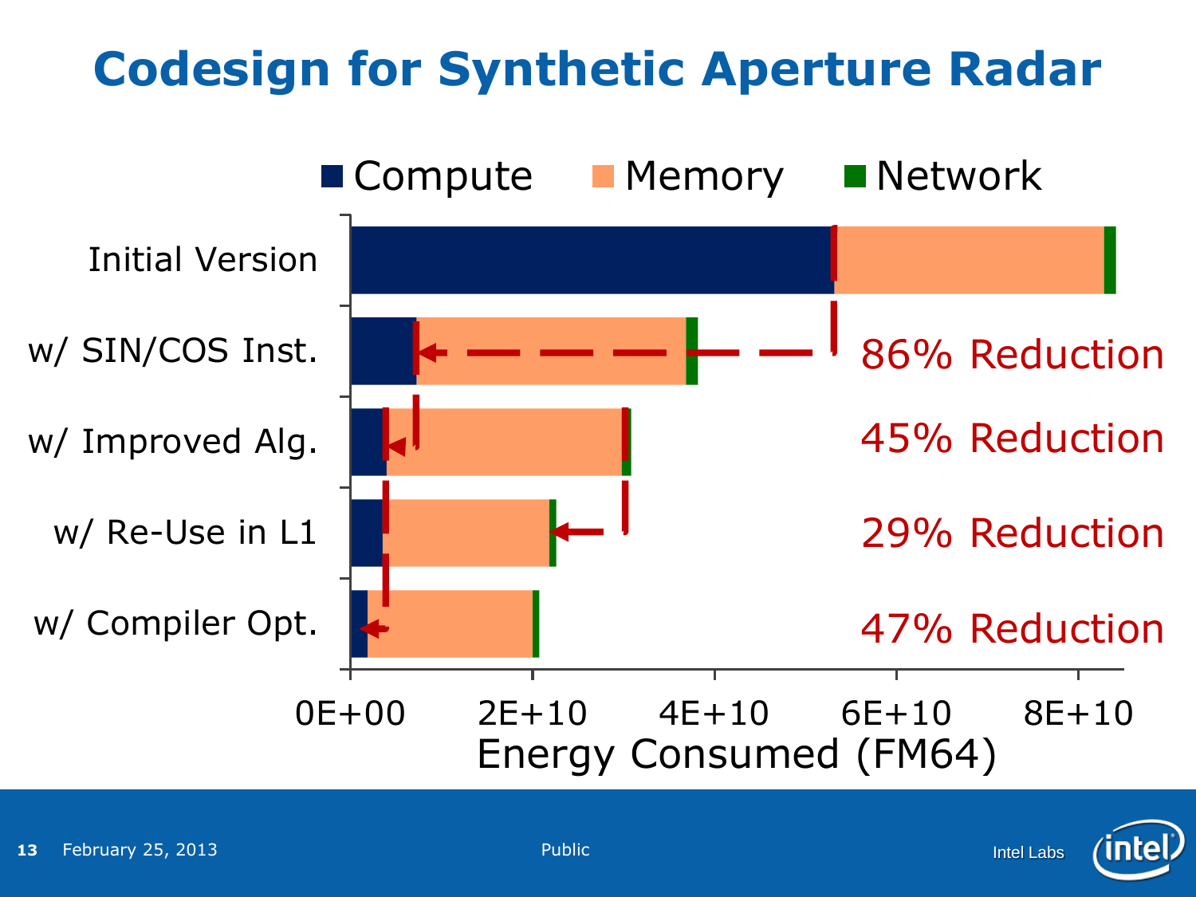# Codesign for Synthetic Aperture Radar

Compute | Memory | Network

| | |
|---|---|
| Initial Version | |
| w/ SIN/COS Inst. | 86% Reduction |
| w/ Improved Alg. | 45% Reduction |
| w/ Re-Use in L1 | 29% Reduction |
| w/ Compiler Opt. | 47% Reduction |

0E+00 2E+10 4E+10 6E+10 8E+10

Energy Consumed (FM64)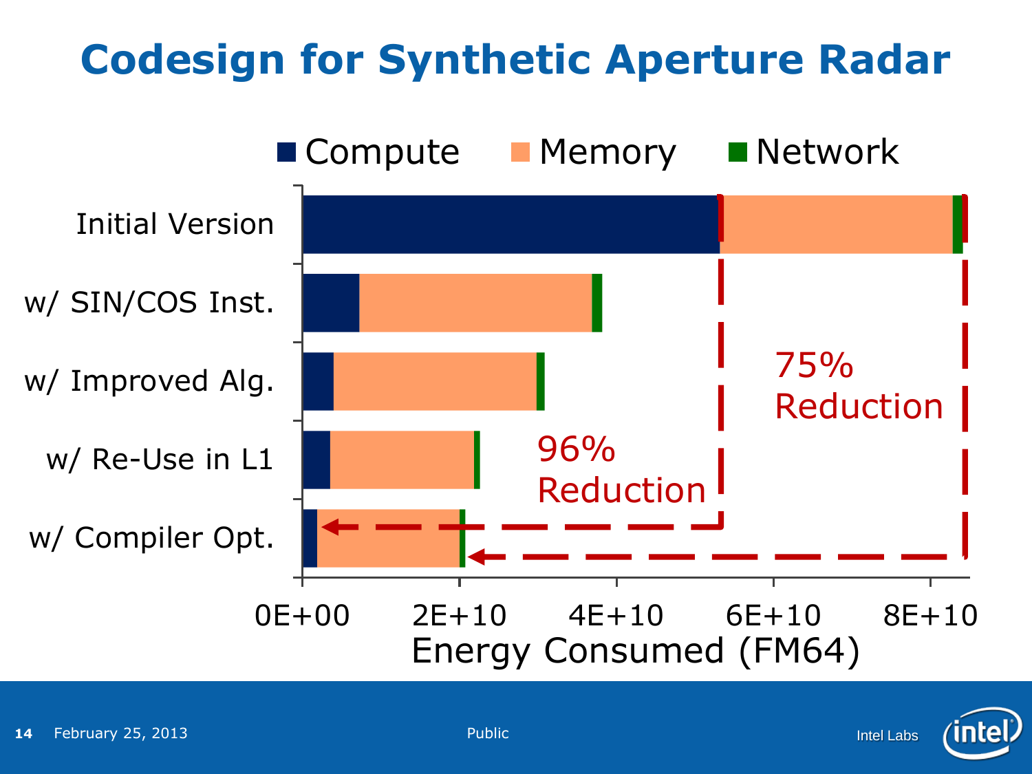# Codesign for Synthetic Aperture Radar

Compute | Memory | Network

- Initial Version
- w/ SIN/COS Inst.
- w/ Improved Alg.
- w/ Re-Use in L1
- w/ Compiler Opt.

75% Reduction

96% Reduction

0E+00 | 2E+10 | 4E+10 | 6E+10 | 8E+10

Energy Consumed (FM64)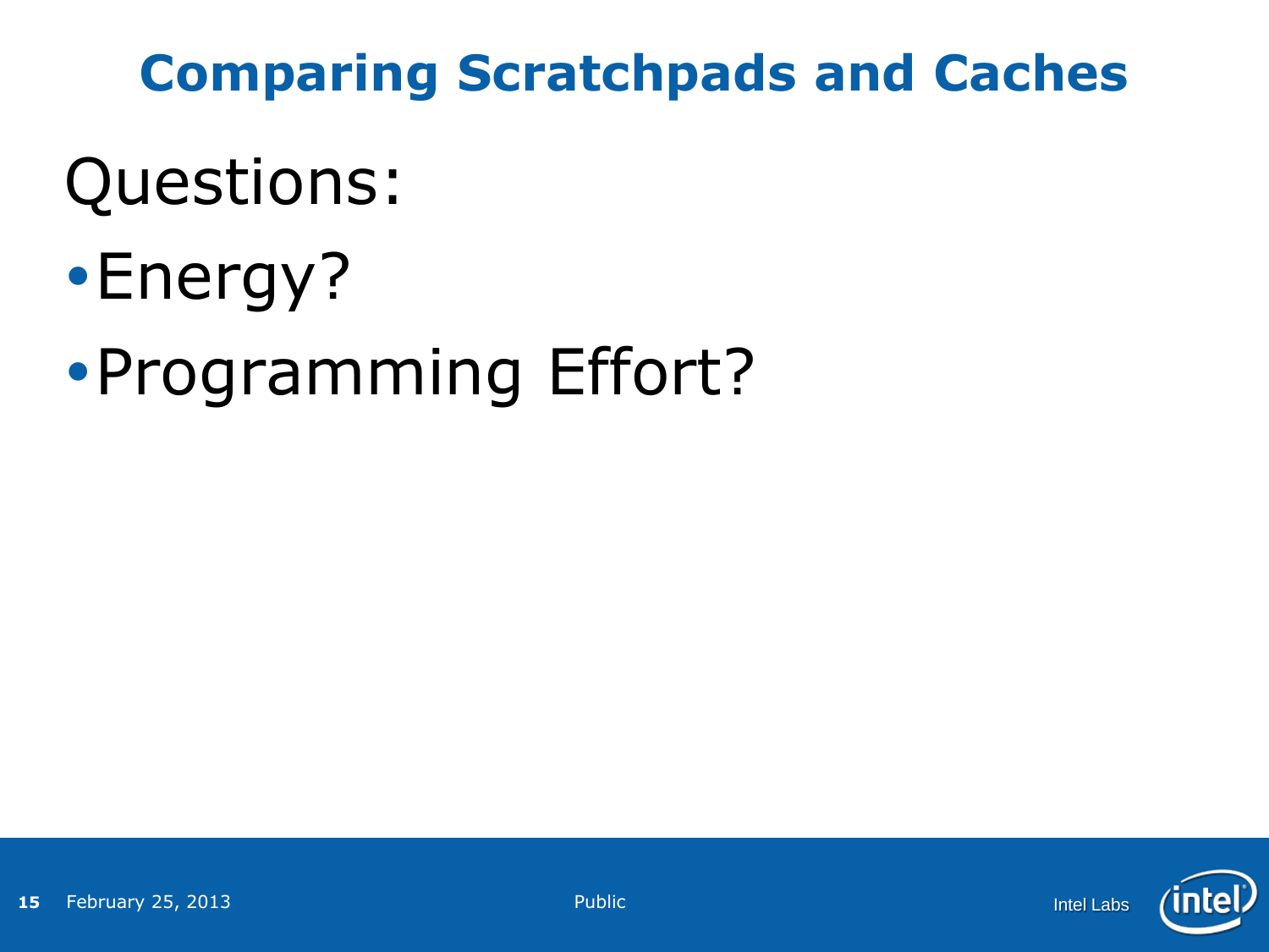# Comparing Scratchpads and Caches

Questions:

- Energy?
- Programming Effort?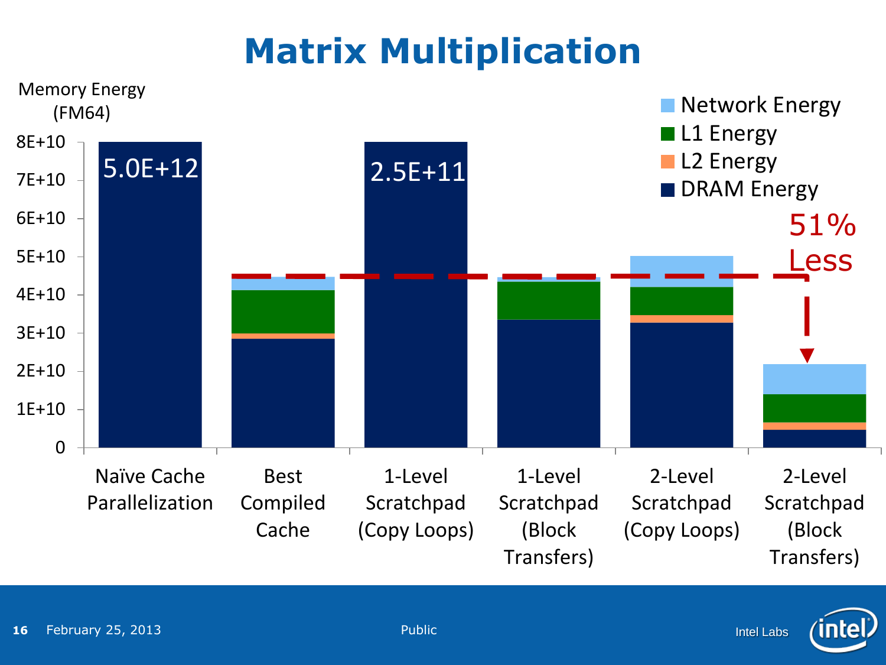# Matrix Multiplication

Memory Energy (FM64)

- Network Energy
- L1 Energy
- L2 Energy
- DRAM Energy

| | Naïve Cache Parallelization | Best Compiled Cache | 1-Level Scratchpad (Copy Loops) | 1-Level Scratchpad (Block Transfers) | 2-Level Scratchpad (Copy Loops) | 2-Level Scratchpad (Block Transfers) |
|---|---|---|---|---|---|---|
| Total | 5.0E+12 | | 2.5E+11 | | | |

Y-axis: 0, 1E+10, 2E+10, 3E+10, 4E+10, 5E+10, 6E+10, 7E+10, 8E+10

51% Less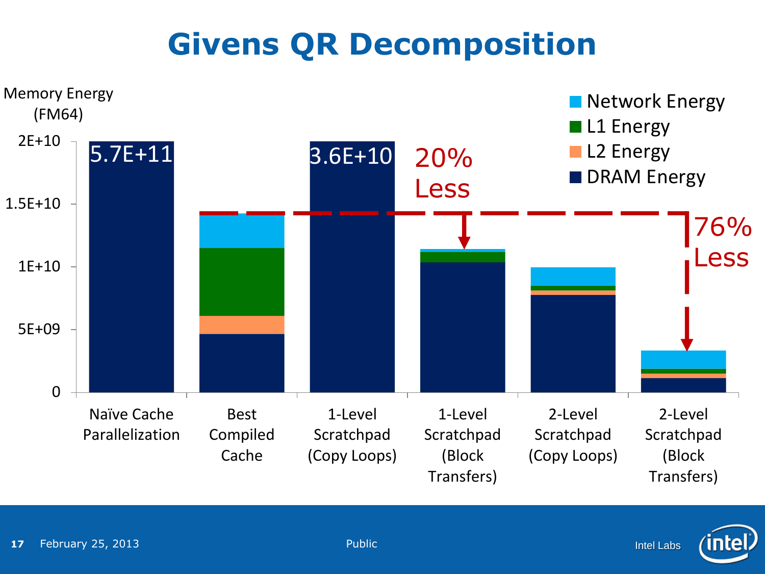# Givens QR Decomposition

Memory Energy (FM64)

- Network Energy
- L1 Energy
- L2 Energy
- DRAM Energy

| | Naïve Cache Parallelization | Best Compiled Cache | 1-Level Scratchpad (Copy Loops) | 1-Level Scratchpad (Block Transfers) | 2-Level Scratchpad (Copy Loops) | 2-Level Scratchpad (Block Transfers) |
|---|---|---|---|---|---|---|
| Total | 5.7E+11 | | 3.6E+10 | | | |

20% Less

76% Less

Y-axis: 0, 5E+09, 1E+10, 1.5E+10, 2E+10

February 25, 2013 Public Intel Labs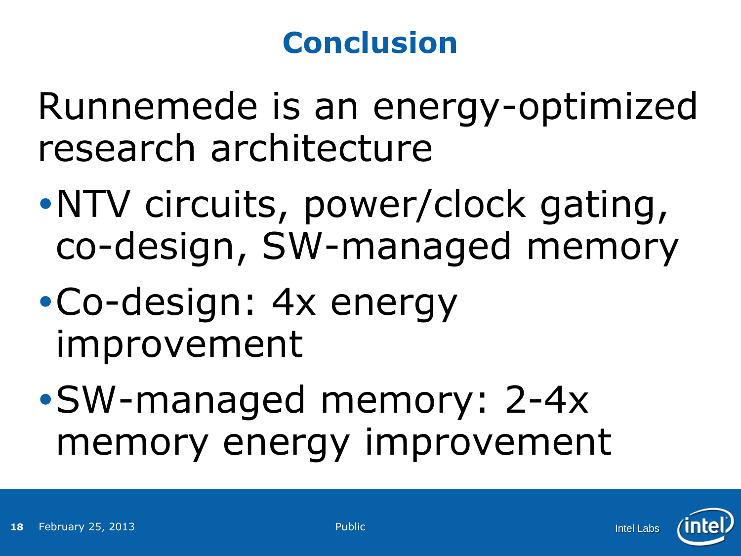# Conclusion

Runnemede is an energy-optimized research architecture

- NTV circuits, power/clock gating, co-design, SW-managed memory
- Co-design: 4x energy improvement
- SW-managed memory: 2-4x memory energy improvement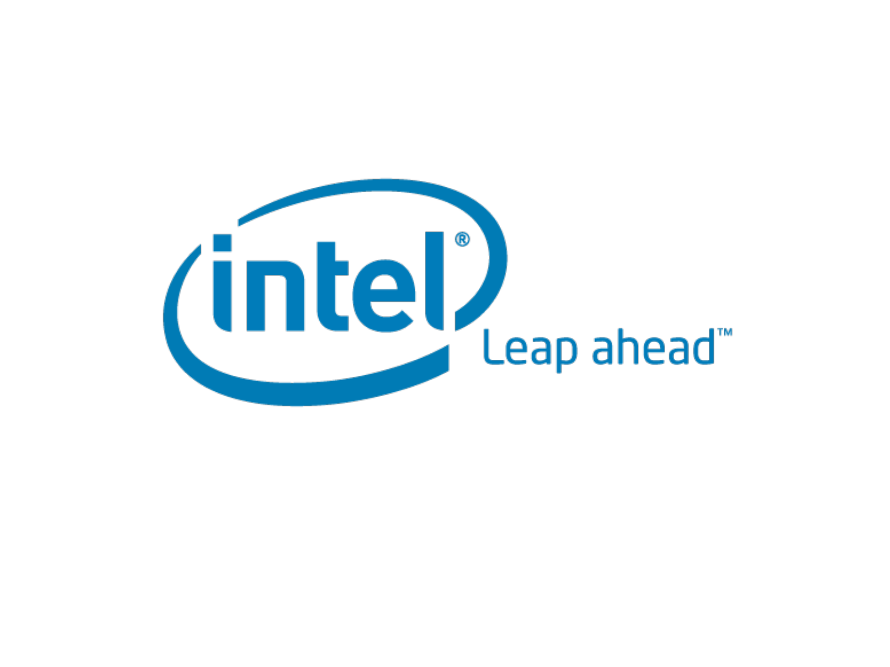intel®

Leap ahead™